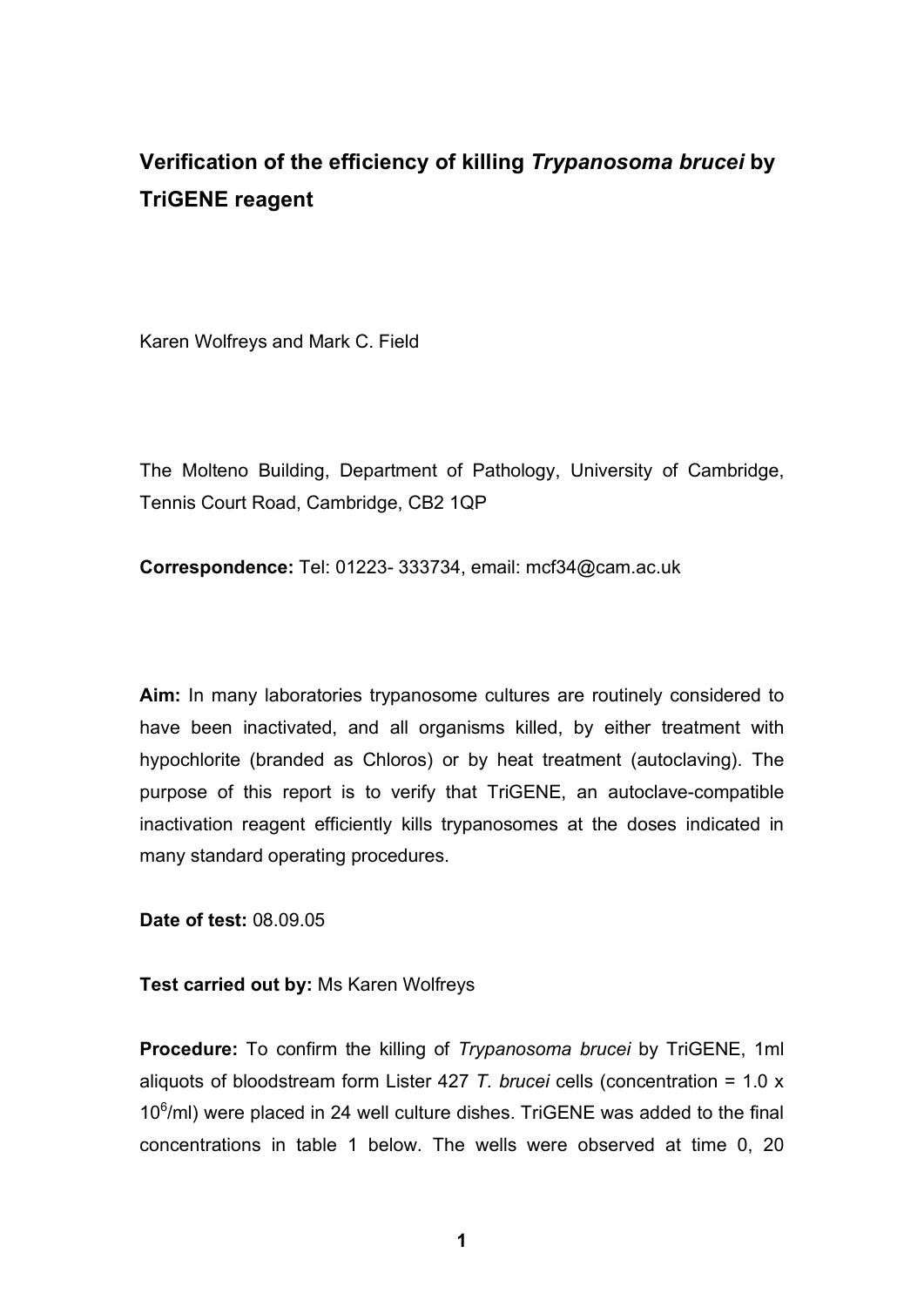# Verification of the efficiency of killing *Trypanosoma brucei* by TriGENE reagent

Karen Wolfreys and Mark C. Field

The Molteno Building, Department of Pathology, University of Cambridge, Tennis Court Road, Cambridge, CB2 1QP

**Correspondence:** Tel: 01223- 333734, email: mcf34@cam.ac.uk

**Aim:** In many laboratories trypanosome cultures are routinely considered to have been inactivated, and all organisms killed, by either treatment with hypochlorite (branded as Chloros) or by heat treatment (autoclaving). The purpose of this report is to verify that TriGENE, an autoclave-compatible inactivation reagent efficiently kills trypanosomes at the doses indicated in many standard operating procedures.

**Date of test:** 08.09.05

**Test carried out by:** Ms Karen Wolfreys

**Procedure:** To confirm the killing of *Trypanosoma brucei* by TriGENE, 1ml aliquots of bloodstream form Lister 427 *T. brucei* cells (concentration = 1.0 x $10^6$/ml) were placed in 24 well culture dishes. TriGENE was added to the final concentrations in table 1 below. The wells were observed at time 0, 20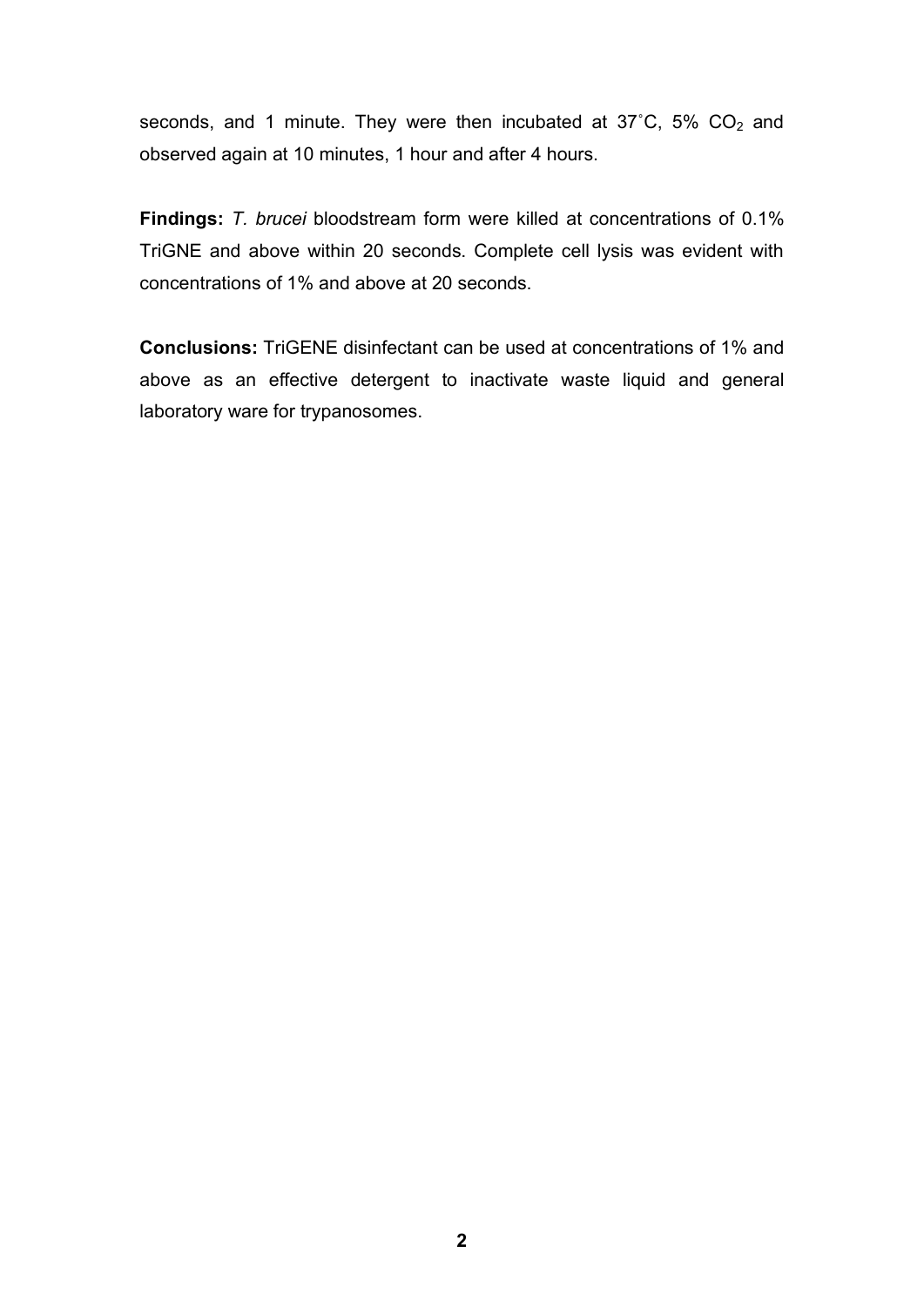seconds, and 1 minute. They were then incubated at 37˚C, 5% $CO_2$ and observed again at 10 minutes, 1 hour and after 4 hours.

**Findings:** *T. brucei* bloodstream form were killed at concentrations of 0.1% TriGNE and above within 20 seconds. Complete cell lysis was evident with concentrations of 1% and above at 20 seconds.

**Conclusions:** TriGENE disinfectant can be used at concentrations of 1% and above as an effective detergent to inactivate waste liquid and general laboratory ware for trypanosomes.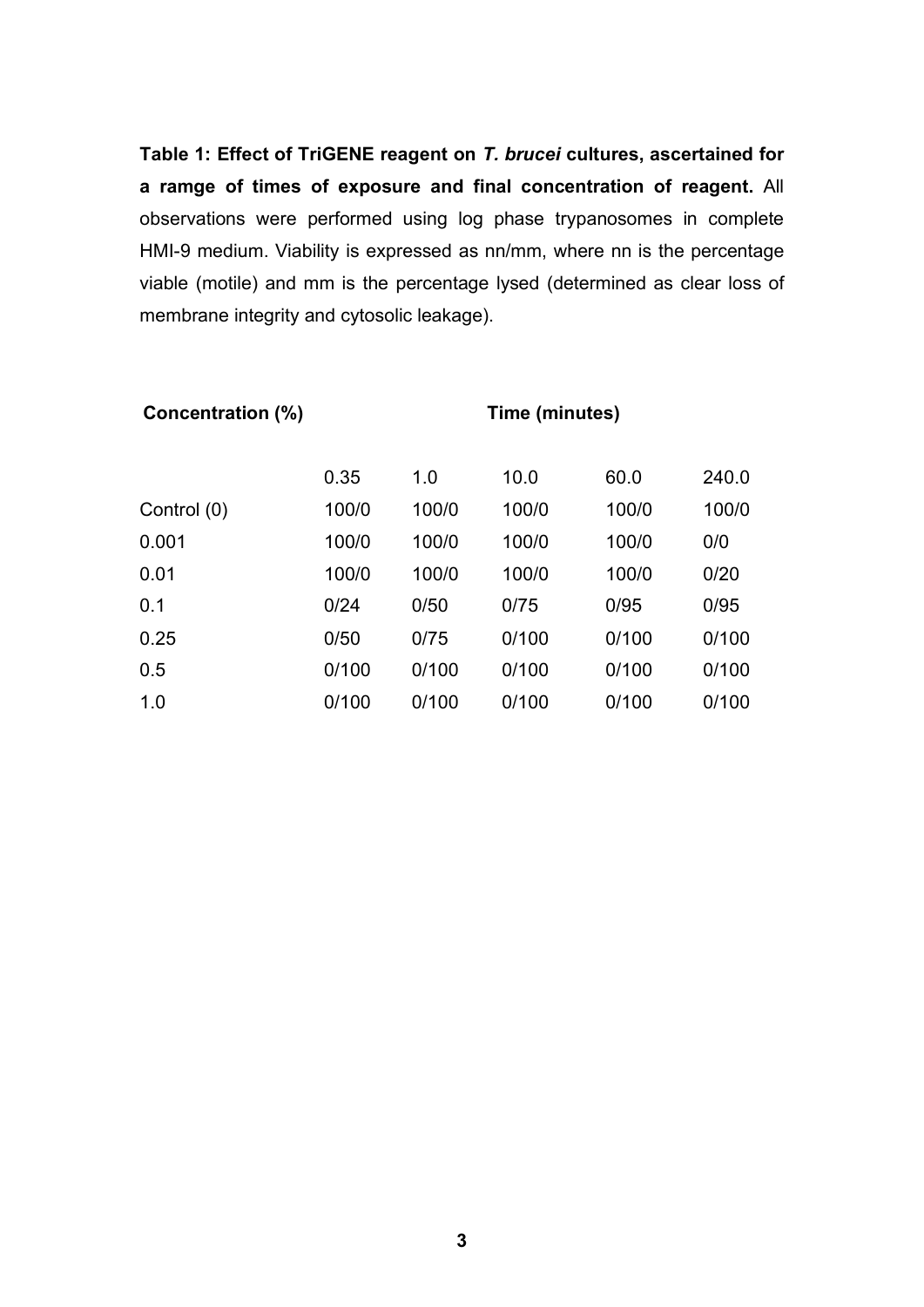**Table 1: Effect of TriGENE reagent on *T. brucei* cultures, ascertained for a ramge of times of exposure and final concentration of reagent.** All observations were performed using log phase trypanosomes in complete HMI-9 medium. Viability is expressed as nn/mm, where nn is the percentage viable (motile) and mm is the percentage lysed (determined as clear loss of membrane integrity and cytosolic leakage).

| Concentration (%) | Time (minutes) | | | | |
|---|---|---|---|---|---|
| | 0.35 | 1.0 | 10.0 | 60.0 | 240.0 |
| Control (0) | 100/0 | 100/0 | 100/0 | 100/0 | 100/0 |
| 0.001 | 100/0 | 100/0 | 100/0 | 100/0 | 0/0 |
| 0.01 | 100/0 | 100/0 | 100/0 | 100/0 | 0/20 |
| 0.1 | 0/24 | 0/50 | 0/75 | 0/95 | 0/95 |
| 0.25 | 0/50 | 0/75 | 0/100 | 0/100 | 0/100 |
| 0.5 | 0/100 | 0/100 | 0/100 | 0/100 | 0/100 |
| 1.0 | 0/100 | 0/100 | 0/100 | 0/100 | 0/100 |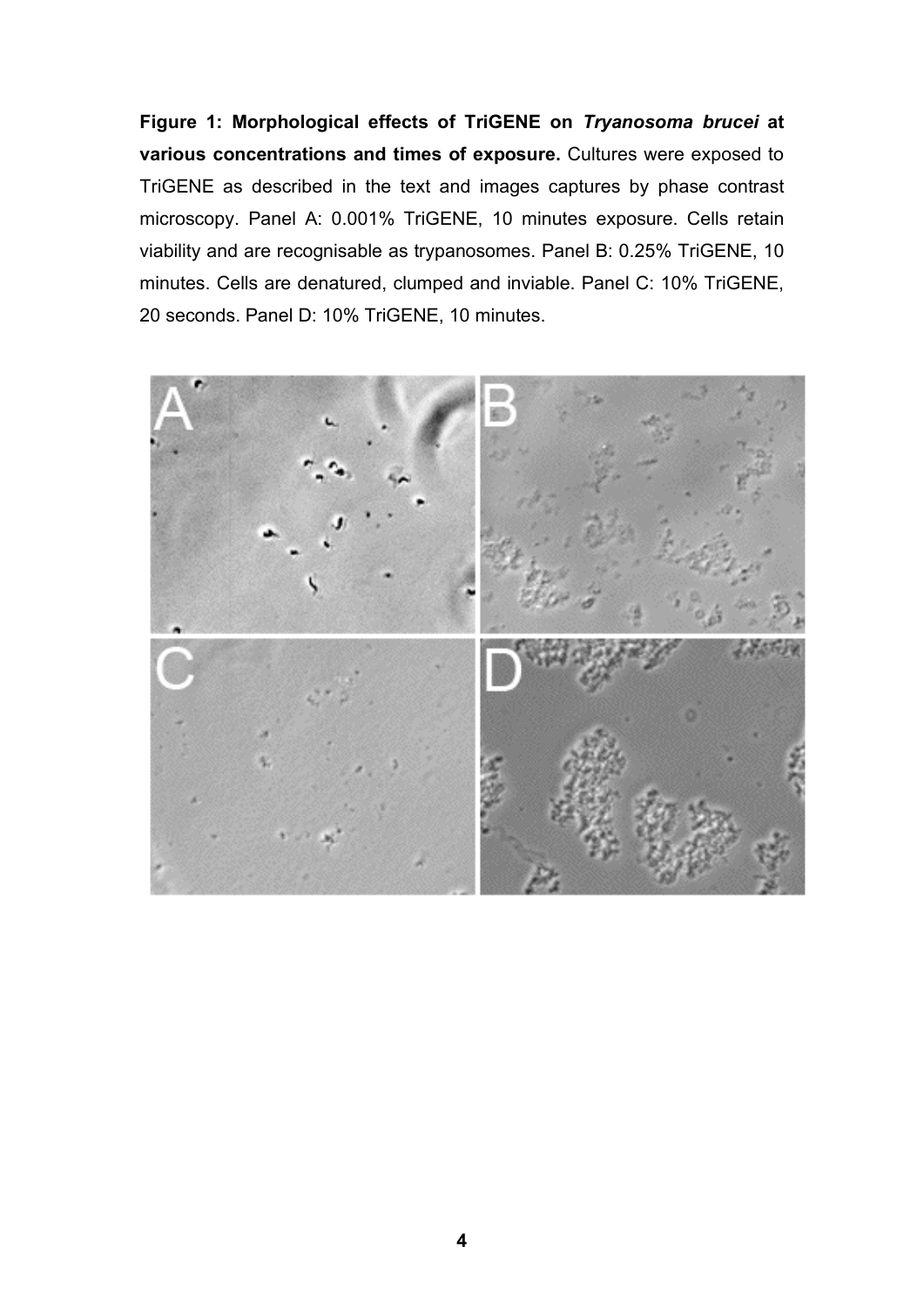**Figure 1: Morphological effects of TriGENE on *Tryanosoma brucei* at various concentrations and times of exposure.** Cultures were exposed to TriGENE as described in the text and images captures by phase contrast microscopy. Panel A: 0.001% TriGENE, 10 minutes exposure. Cells retain viability and are recognisable as trypanosomes. Panel B: 0.25% TriGENE, 10 minutes. Cells are denatured, clumped and inviable. Panel C: 10% TriGENE, 20 seconds. Panel D: 10% TriGENE, 10 minutes.

A

B

C

D